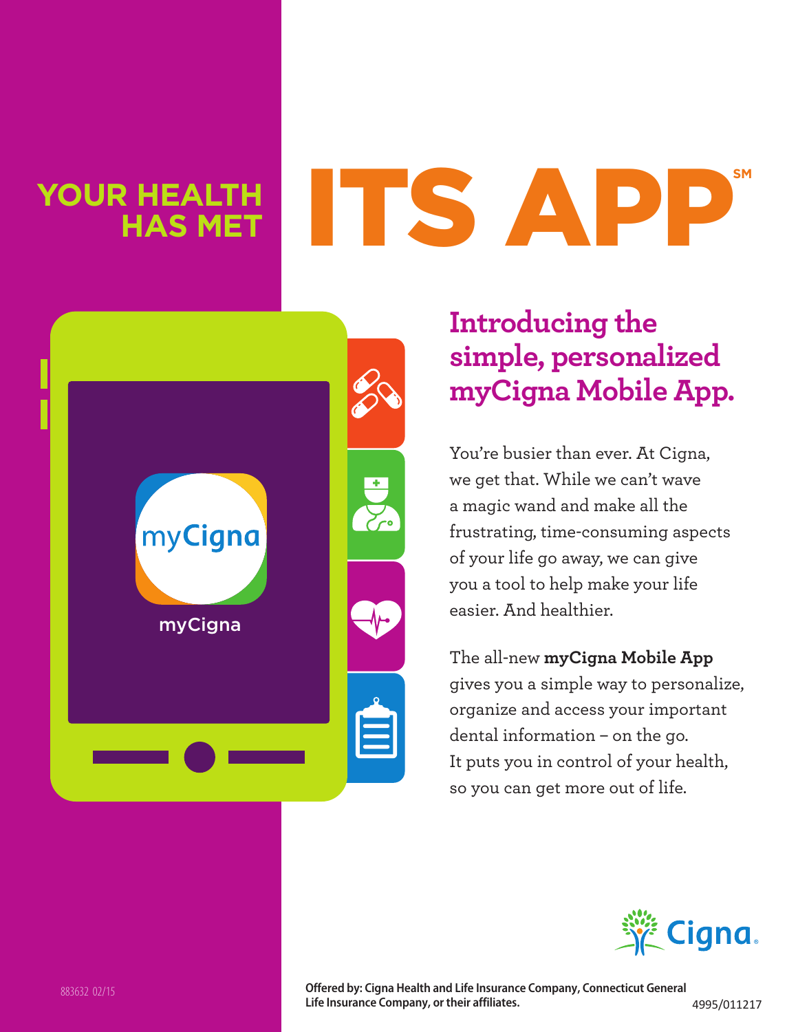# YOUR HEALTH HAS MET ITS APP[SM]

myCigna

## Introducing the simple, personalized myCigna Mobile App.

You're busier than ever. At Cigna, we get that. While we can't wave a magic wand and make all the frustrating, time-consuming aspects of your life go away, we can give you a tool to help make your life easier. And healthier.

The all-new **myCigna Mobile App** gives you a simple way to personalize, organize and access your important dental information – on the go. It puts you in control of your health, so you can get more out of life.

Cigna.

883632 02/15

**Offered by: Cigna Health and Life Insurance Company, Connecticut General Life Insurance Company, or their affiliates.**

4995/011217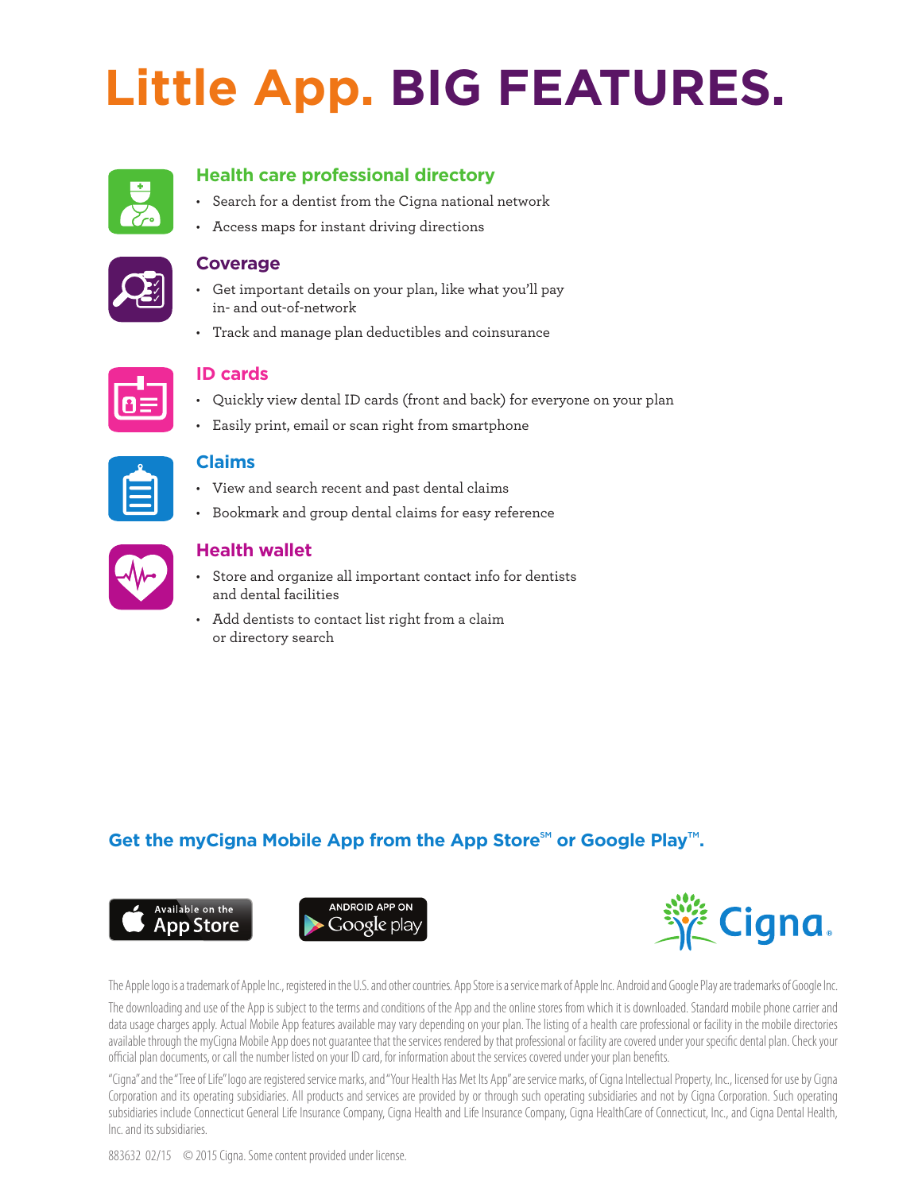# Little App. BIG FEATURES.

## Health care professional directory

- Search for a dentist from the Cigna national network
- Access maps for instant driving directions

## Coverage

- Get important details on your plan, like what you'll pay in- and out-of-network
- Track and manage plan deductibles and coinsurance

## ID cards

- Quickly view dental ID cards (front and back) for everyone on your plan
- Easily print, email or scan right from smartphone

## Claims

- View and search recent and past dental claims
- Bookmark and group dental claims for easy reference

## Health wallet

- Store and organize all important contact info for dentists and dental facilities
- Add dentists to contact list right from a claim or directory search

**Get the myCigna Mobile App from the App Store℠ or Google Play™.**

Available on the App Store

ANDROID APP ON Google play

Cigna.

The Apple logo is a trademark of Apple Inc., registered in the U.S. and other countries. App Store is a service mark of Apple Inc. Android and Google Play are trademarks of Google Inc.

The downloading and use of the App is subject to the terms and conditions of the App and the online stores from which it is downloaded. Standard mobile phone carrier and data usage charges apply. Actual Mobile App features available may vary depending on your plan. The listing of a health care professional or facility in the mobile directories available through the myCigna Mobile App does not guarantee that the services rendered by that professional or facility are covered under your specific dental plan. Check your official plan documents, or call the number listed on your ID card, for information about the services covered under your plan benefits.

"Cigna" and the "Tree of Life" logo are registered service marks, and "Your Health Has Met Its App" are service marks, of Cigna Intellectual Property, Inc., licensed for use by Cigna Corporation and its operating subsidiaries. All products and services are provided by or through such operating subsidiaries and not by Cigna Corporation. Such operating subsidiaries include Connecticut General Life Insurance Company, Cigna Health and Life Insurance Company, Cigna HealthCare of Connecticut, Inc., and Cigna Dental Health, Inc. and its subsidiaries.

883632 02/15 © 2015 Cigna. Some content provided under license.